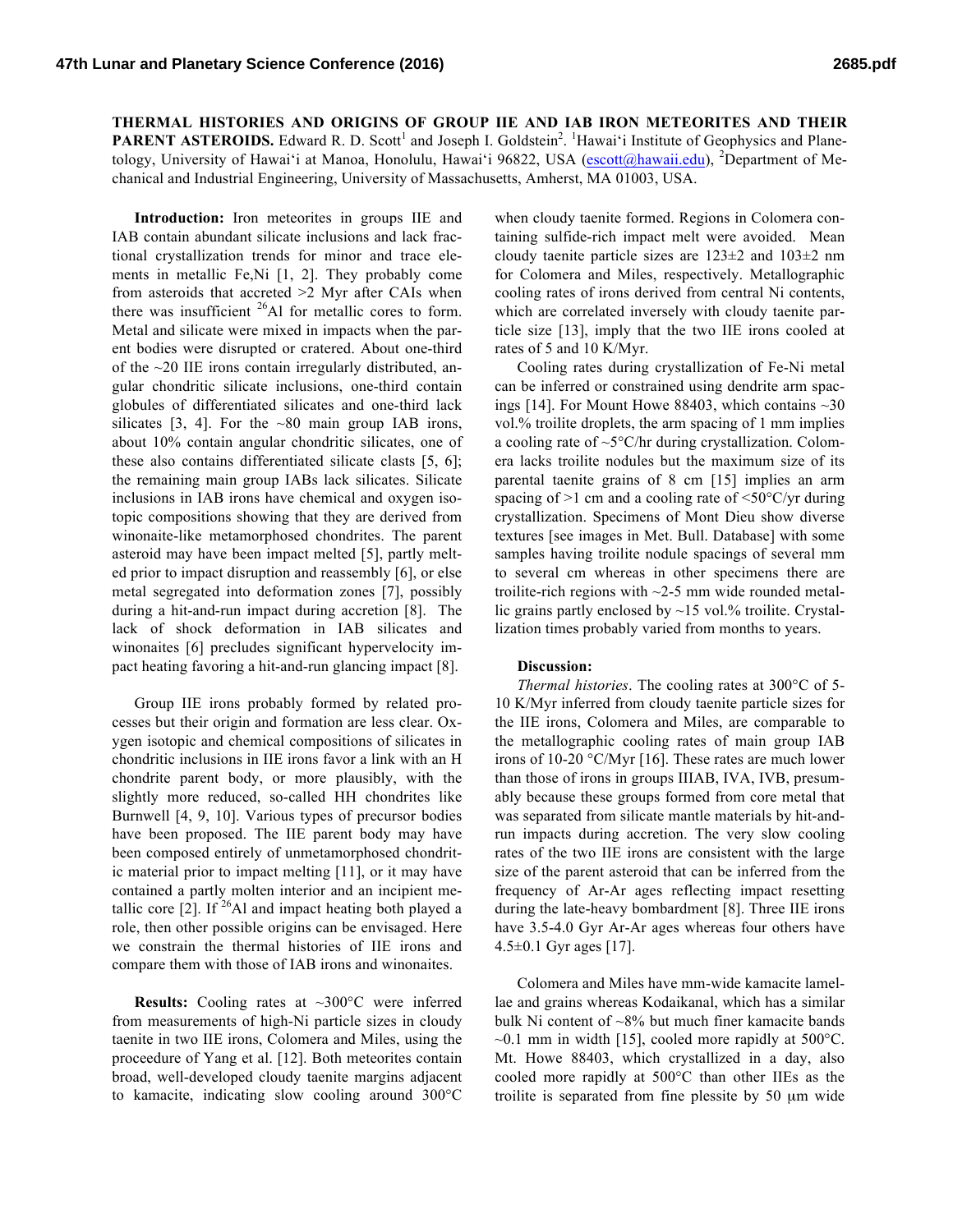**THERMAL HISTORIES AND ORIGINS OF GROUP IIE AND IAB IRON METEORITES AND THEIR PARENT ASTEROIDS.** Edward R. D. Scott[1] and Joseph I. Goldstein[2]. [1]Hawai'i Institute of Geophysics and Planetology, University of Hawai'i at Manoa, Honolulu, Hawai'i 96822, USA (escott@hawaii.edu), [2]Department of Mechanical and Industrial Engineering, University of Massachusetts, Amherst, MA 01003, USA.

**Introduction:** Iron meteorites in groups IIE and IAB contain abundant silicate inclusions and lack fractional crystallization trends for minor and trace elements in metallic Fe,Ni [1, 2]. They probably come from asteroids that accreted >2 Myr after CAIs when there was insufficient $^{26}$Al for metallic cores to form. Metal and silicate were mixed in impacts when the parent bodies were disrupted or cratered. About one-third of the ~20 IIE irons contain irregularly distributed, angular chondritic silicate inclusions, one-third contain globules of differentiated silicates and one-third lack silicates [3, 4]. For the ~80 main group IAB irons, about 10% contain angular chondritic silicates, one of these also contains differentiated silicate clasts [5, 6]; the remaining main group IABs lack silicates. Silicate inclusions in IAB irons have chemical and oxygen isotopic compositions showing that they are derived from winonaite-like metamorphosed chondrites. The parent asteroid may have been impact melted [5], partly melted prior to impact disruption and reassembly [6], or else metal segregated into deformation zones [7], possibly during a hit-and-run impact during accretion [8]. The lack of shock deformation in IAB silicates and winonaites [6] precludes significant hypervelocity impact heating favoring a hit-and-run glancing impact [8].

Group IIE irons probably formed by related processes but their origin and formation are less clear. Oxygen isotopic and chemical compositions of silicates in chondritic inclusions in IIE irons favor a link with an H chondrite parent body, or more plausibly, with the slightly more reduced, so-called HH chondrites like Burnwell [4, 9, 10]. Various types of precursor bodies have been proposed. The IIE parent body may have been composed entirely of unmetamorphosed chondritic material prior to impact melting [11], or it may have contained a partly molten interior and an incipient metallic core [2]. If $^{26}$Al and impact heating both played a role, then other possible origins can be envisaged. Here we constrain the thermal histories of IIE irons and compare them with those of IAB irons and winonaites.

**Results:** Cooling rates at ~300°C were inferred from measurements of high-Ni particle sizes in cloudy taenite in two IIE irons, Colomera and Miles, using the proceedure of Yang et al. [12]. Both meteorites contain broad, well-developed cloudy taenite margins adjacent to kamacite, indicating slow cooling around 300°C when cloudy taenite formed. Regions in Colomera containing sulfide-rich impact melt were avoided. Mean cloudy taenite particle sizes are 123±2 and 103±2 nm for Colomera and Miles, respectively. Metallographic cooling rates of irons derived from central Ni contents, which are correlated inversely with cloudy taenite particle size [13], imply that the two IIE irons cooled at rates of 5 and 10 K/Myr.

Cooling rates during crystallization of Fe-Ni metal can be inferred or constrained using dendrite arm spacings [14]. For Mount Howe 88403, which contains ~30 vol.% troilite droplets, the arm spacing of 1 mm implies a cooling rate of ~5°C/hr during crystallization. Colomera lacks troilite nodules but the maximum size of its parental taenite grains of 8 cm [15] implies an arm spacing of >1 cm and a cooling rate of <50°C/yr during crystallization. Specimens of Mont Dieu show diverse textures [see images in Met. Bull. Database] with some samples having troilite nodule spacings of several mm to several cm whereas in other specimens there are troilite-rich regions with ~2-5 mm wide rounded metallic grains partly enclosed by ~15 vol.% troilite. Crystallization times probably varied from months to years.

**Discussion:**

*Thermal histories*. The cooling rates at 300°C of 5-10 K/Myr inferred from cloudy taenite particle sizes for the IIE irons, Colomera and Miles, are comparable to the metallographic cooling rates of main group IAB irons of 10-20 °C/Myr [16]. These rates are much lower than those of irons in groups IIIAB, IVA, IVB, presumably because these groups formed from core metal that was separated from silicate mantle materials by hit-and-run impacts during accretion. The very slow cooling rates of the two IIE irons are consistent with the large size of the parent asteroid that can be inferred from the frequency of Ar-Ar ages reflecting impact resetting during the late-heavy bombardment [8]. Three IIE irons have 3.5-4.0 Gyr Ar-Ar ages whereas four others have 4.5±0.1 Gyr ages [17].

Colomera and Miles have mm-wide kamacite lamellae and grains whereas Kodaikanal, which has a similar bulk Ni content of ~8% but much finer kamacite bands ~0.1 mm in width [15], cooled more rapidly at 500°C. Mt. Howe 88403, which crystallized in a day, also cooled more rapidly at 500°C than other IIEs as the troilite is separated from fine plessite by 50 μm wide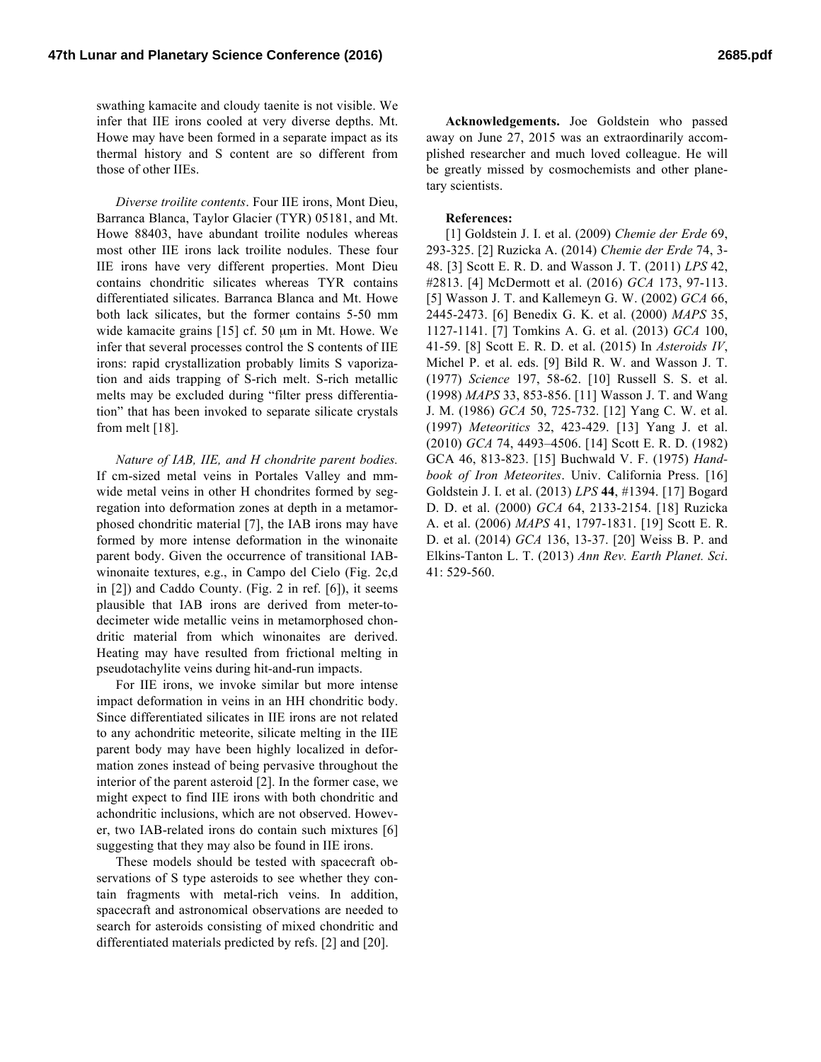swathing kamacite and cloudy taenite is not visible. We infer that IIE irons cooled at very diverse depths. Mt. Howe may have been formed in a separate impact as its thermal history and S content are so different from those of other IIEs.

*Diverse troilite contents*. Four IIE irons, Mont Dieu, Barranca Blanca, Taylor Glacier (TYR) 05181, and Mt. Howe 88403, have abundant troilite nodules whereas most other IIE irons lack troilite nodules. These four IIE irons have very different properties. Mont Dieu contains chondritic silicates whereas TYR contains differentiated silicates. Barranca Blanca and Mt. Howe both lack silicates, but the former contains 5-50 mm wide kamacite grains [15] cf. 50 μm in Mt. Howe. We infer that several processes control the S contents of IIE irons: rapid crystallization probably limits S vaporization and aids trapping of S-rich melt. S-rich metallic melts may be excluded during "filter press differentiation" that has been invoked to separate silicate crystals from melt [18].

*Nature of IAB, IIE, and H chondrite parent bodies.* If cm-sized metal veins in Portales Valley and mm-wide metal veins in other H chondrites formed by segregation into deformation zones at depth in a metamorphosed chondritic material [7], the IAB irons may have formed by more intense deformation in the winonaite parent body. Given the occurrence of transitional IAB-winonaite textures, e.g., in Campo del Cielo (Fig. 2c,d in [2]) and Caddo County. (Fig. 2 in ref. [6]), it seems plausible that IAB irons are derived from meter-to-decimeter wide metallic veins in metamorphosed chondritic material from which winonaites are derived. Heating may have resulted from frictional melting in pseudotachylite veins during hit-and-run impacts.

For IIE irons, we invoke similar but more intense impact deformation in veins in an HH chondritic body. Since differentiated silicates in IIE irons are not related to any achondritic meteorite, silicate melting in the IIE parent body may have been highly localized in deformation zones instead of being pervasive throughout the interior of the parent asteroid [2]. In the former case, we might expect to find IIE irons with both chondritic and achondritic inclusions, which are not observed. However, two IAB-related irons do contain such mixtures [6] suggesting that they may also be found in IIE irons.

These models should be tested with spacecraft observations of S type asteroids to see whether they contain fragments with metal-rich veins. In addition, spacecraft and astronomical observations are needed to search for asteroids consisting of mixed chondritic and differentiated materials predicted by refs. [2] and [20].

**Acknowledgements.** Joe Goldstein who passed away on June 27, 2015 was an extraordinarily accomplished researcher and much loved colleague. He will be greatly missed by cosmochemists and other planetary scientists.

**References:**

[1] Goldstein J. I. et al. (2009) *Chemie der Erde* 69, 293-325. [2] Ruzicka A. (2014) *Chemie der Erde* 74, 3-48. [3] Scott E. R. D. and Wasson J. T. (2011) *LPS* 42, #2813. [4] McDermott et al. (2016) *GCA* 173, 97-113. [5] Wasson J. T. and Kallemeyn G. W. (2002) *GCA* 66, 2445-2473. [6] Benedix G. K. et al. (2000) *MAPS* 35, 1127-1141. [7] Tomkins A. G. et al. (2013) *GCA* 100, 41-59. [8] Scott E. R. D. et al. (2015) In *Asteroids IV*, Michel P. et al. eds. [9] Bild R. W. and Wasson J. T. (1977) *Science* 197, 58-62. [10] Russell S. S. et al. (1998) *MAPS* 33, 853-856. [11] Wasson J. T. and Wang J. M. (1986) *GCA* 50, 725-732. [12] Yang C. W. et al. (1997) *Meteoritics* 32, 423-429. [13] Yang J. et al. (2010) *GCA* 74, 4493–4506. [14] Scott E. R. D. (1982) GCA 46, 813-823. [15] Buchwald V. F. (1975) *Handbook of Iron Meteorites*. Univ. California Press. [16] Goldstein J. I. et al. (2013) *LPS* **44**, #1394. [17] Bogard D. D. et al. (2000) *GCA* 64, 2133-2154. [18] Ruzicka A. et al. (2006) *MAPS* 41, 1797-1831. [19] Scott E. R. D. et al. (2014) *GCA* 136, 13-37. [20] Weiss B. P. and Elkins-Tanton L. T. (2013) *Ann Rev. Earth Planet. Sci*. 41: 529-560.